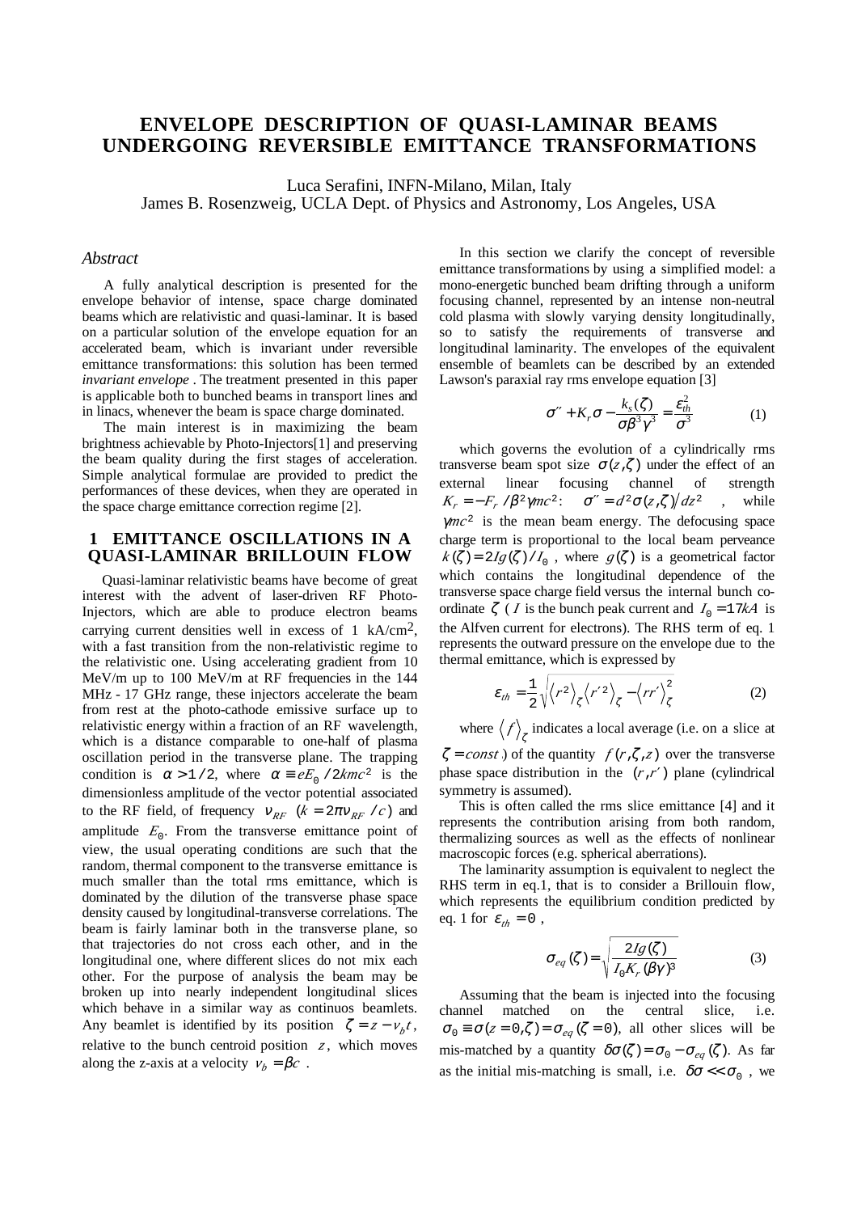# ENVELOPE DESCRIPTION OF QUASI-LAMINAR BEAMS UNDERGOING REVERSIBLE EMITTANCE TRANSFORMATIONS

Luca Serafini, INFN-Milano, Milan, Italy
James B. Rosenzweig, UCLA Dept. of Physics and Astronomy, Los Angeles, USA

## *Abstract*

A fully analytical description is presented for the envelope behavior of intense, space charge dominated beams which are relativistic and quasi-laminar. It is based on a particular solution of the envelope equation for an accelerated beam, which is invariant under reversible emittance transformations: this solution has been termed *invariant envelope* . The treatment presented in this paper is applicable both to bunched beams in transport lines and in linacs, whenever the beam is space charge dominated.

The main interest is in maximizing the beam brightness achievable by Photo-Injectors[1] and preserving the beam quality during the first stages of acceleration. Simple analytical formulae are provided to predict the performances of these devices, when they are operated in the space charge emittance correction regime [2].

## 1 EMITTANCE OSCILLATIONS IN A QUASI-LAMINAR BRILLOUIN FLOW

Quasi-laminar relativistic beams have become of great interest with the advent of laser-driven RF Photo-Injectors, which are able to produce electron beams carrying current densities well in excess of 1 kA/cm$^2$, with a fast transition from the non-relativistic regime to the relativistic one. Using accelerating gradient from 10 MeV/m up to 100 MeV/m at RF frequencies in the 144 MHz - 17 GHz range, these injectors accelerate the beam from rest at the photo-cathode emissive surface up to relativistic energy within a fraction of an RF wavelength, which is a distance comparable to one-half of plasma oscillation period in the transverse plane. The trapping condition is $\alpha > 1/2$, where $\alpha \equiv eE_0/2kmc^2$ is the dimensionless amplitude of the vector potential associated to the RF field, of frequency $\nu_{RF}$ $(k = 2\pi\nu_{RF}/c)$ and amplitude $E_0$. From the transverse emittance point of view, the usual operating conditions are such that the random, thermal component to the transverse emittance is much smaller than the total rms emittance, which is dominated by the dilution of the transverse phase space density caused by longitudinal-transverse correlations. The beam is fairly laminar both in the transverse plane, so that trajectories do not cross each other, and in the longitudinal one, where different slices do not mix each other. For the purpose of analysis the beam may be broken up into nearly independent longitudinal slices which behave in a similar way as continuos beamlets. Any beamlet is identified by its position $\zeta = z - v_b t$, relative to the bunch centroid position $z$, which moves along the z-axis at a velocity $v_b = \beta c$ .

In this section we clarify the concept of reversible emittance transformations by using a simplified model: a mono-energetic bunched beam drifting through a uniform focusing channel, represented by an intense non-neutral cold plasma with slowly varying density longitudinally, so to satisfy the requirements of transverse and longitudinal laminarity. The envelopes of the equivalent ensemble of beamlets can be described by an extended Lawson's paraxial ray rms envelope equation [3]

$$\sigma'' + K_r\sigma - \frac{k_s(\zeta)}{\sigma\beta^3\gamma^3} = \frac{\varepsilon_{th}^2}{\sigma^3} \tag{1}$$

which governs the evolution of a cylindrically rms transverse beam spot size $\sigma(z,\zeta)$ under the effect of an external linear focusing channel of strength $K_r = -F_r/\beta^2\gamma mc^2$: $\sigma'' = d^2\sigma(z,\zeta)/dz^2$, while $\gamma mc^2$ is the mean beam energy. The defocusing space charge term is proportional to the local beam perveance $k(\zeta) = 2Ig(\zeta)/I_0$ , where $g(\zeta)$ is a geometrical factor which contains the longitudinal dependence of the transverse space charge field versus the internal bunch co-ordinate $\zeta$ ( $I$ is the bunch peak current and $I_0 = 17kA$ is the Alfven current for electrons). The RHS term of eq. 1 represents the outward pressure on the envelope due to the thermal emittance, which is expressed by

$$\varepsilon_{th} = \frac{1}{2}\sqrt{\langle r^2\rangle_\zeta \langle r'^2\rangle_\zeta - \langle rr'\rangle_\zeta^2} \tag{2}$$

where $\langle f\rangle_\zeta$ indicates a local average (i.e. on a slice at $\zeta = const$ ) of the quantity $f(r,\zeta,z)$ over the transverse phase space distribution in the $(r,r')$ plane (cylindrical symmetry is assumed).

This is often called the rms slice emittance [4] and it represents the contribution arising from both random, thermalizing sources as well as the effects of nonlinear macroscopic forces (e.g. spherical aberrations).

The laminarity assumption is equivalent to neglect the RHS term in eq.1, that is to consider a Brillouin flow, which represents the equilibrium condition predicted by eq. 1 for $\varepsilon_{th} = 0$ ,

$$\sigma_{eq}(\zeta) = \sqrt{\frac{2Ig(\zeta)}{I_0 K_r (\beta\gamma)^3}} \tag{3}$$

Assuming that the beam is injected into the focusing channel matched on the central slice, i.e. $\sigma_0 \equiv \sigma(z=0,\zeta) = \sigma_{eq}(\zeta = 0)$, all other slices will be mis-matched by a quantity $\delta\sigma(\zeta) = \sigma_0 - \sigma_{eq}(\zeta)$. As far as the initial mis-matching is small, i.e. $\delta\sigma << \sigma_0$ , we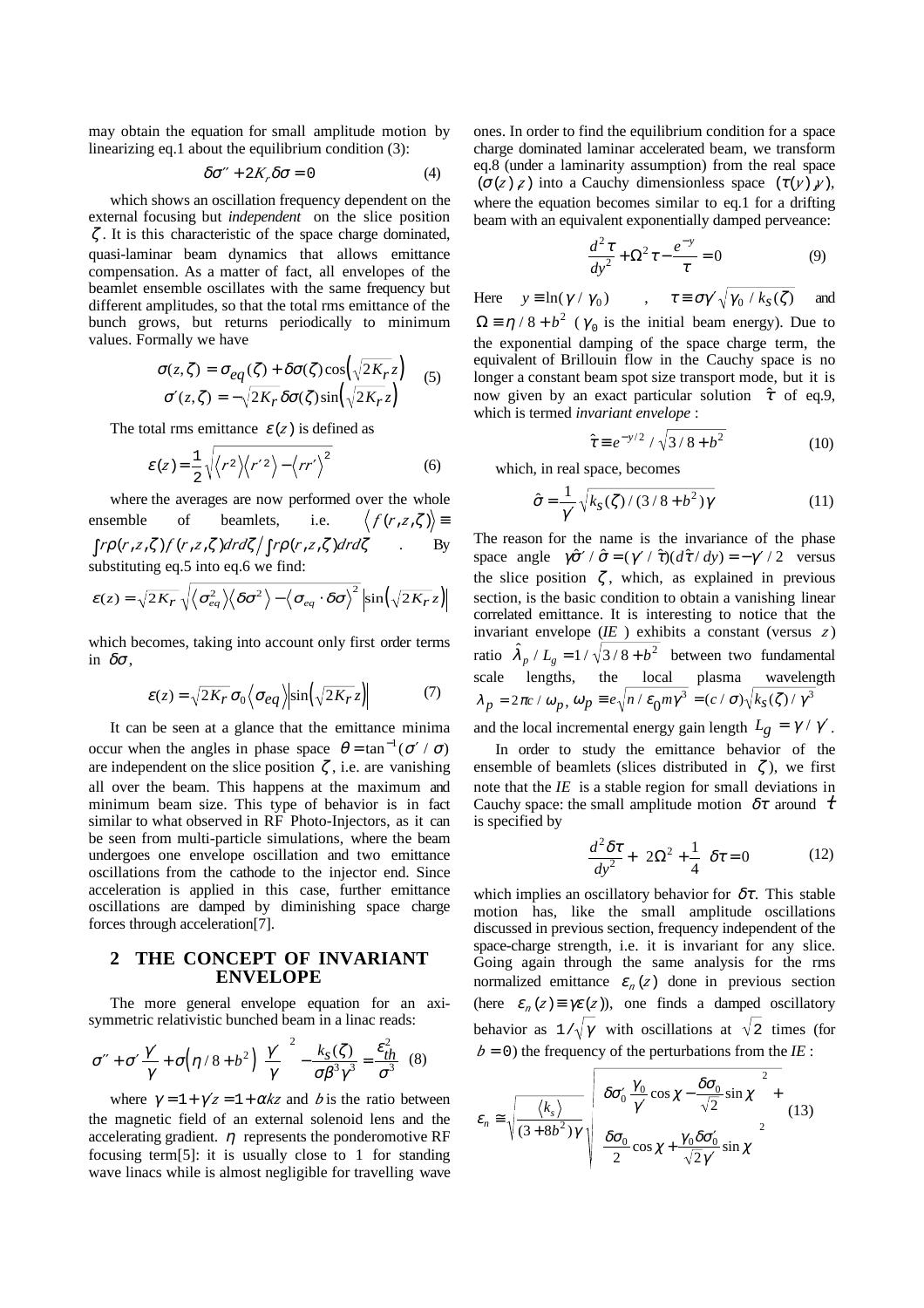may obtain the equation for small amplitude motion by linearizing eq.1 about the equilibrium condition (3):

$$\delta\sigma'' + 2K_r\delta\sigma = 0 \qquad (4)$$

which shows an oscillation frequency dependent on the external focusing but *independent* on the slice position $\zeta$. It is this characteristic of the space charge dominated, quasi-laminar beam dynamics that allows emittance compensation. As a matter of fact, all envelopes of the beamlet ensemble oscillates with the same frequency but different amplitudes, so that the total rms emittance of the bunch grows, but returns periodically to minimum values. Formally we have

$$\begin{aligned}\sigma(z,\zeta) &= \sigma_{eq}(\zeta) + \delta\sigma(\zeta)\cos\left(\sqrt{2K_r}z\right) \\ \sigma'(z,\zeta) &= -\sqrt{2K_r}\,\delta\sigma(\zeta)\sin\left(\sqrt{2K_r}z\right)\end{aligned} \qquad (5)$$

The total rms emittance $\varepsilon(z)$ is defined as

$$\varepsilon(z) = \frac{1}{2}\sqrt{\left\langle r^2\right\rangle\left\langle r'^2\right\rangle - \left\langle rr'\right\rangle^2} \qquad (6)$$

where the averages are now performed over the whole ensemble of beamlets, i.e. $\left\langle f(r,z,\zeta)\right\rangle \equiv \int r\rho(r,z,\zeta)f(r,z,\zeta)drd\zeta \Big/ \int r\rho(r,z,\zeta)drd\zeta$. By substituting eq.5 into eq.6 we find:

$$\varepsilon(z) = \sqrt{2K_r}\sqrt{\left\langle\sigma_{eq}^2\right\rangle\left\langle\delta\sigma^2\right\rangle - \left\langle\sigma_{eq}\cdot\delta\sigma\right\rangle^2}\left|\sin\left(\sqrt{2K_r}z\right)\right|$$

which becomes, taking into account only first order terms in $\delta\sigma$,

$$\varepsilon(z) = \sqrt{2K_r}\,\sigma_0\left\langle\sigma_{eq}\right\rangle\left|\sin\left(\sqrt{2K_r}z\right)\right| \qquad (7)$$

It can be seen at a glance that the emittance minima occur when the angles in phase space $\theta = \tan^{-1}(\sigma'/\sigma)$ are independent on the slice position $\zeta$, i.e. are vanishing all over the beam. This happens at the maximum and minimum beam size. This type of behavior is in fact similar to what observed in RF Photo-Injectors, as it can be seen from multi-particle simulations, where the beam undergoes one envelope oscillation and two emittance oscillations from the cathode to the injector end. Since acceleration is applied in this case, further emittance oscillations are damped by diminishing space charge forces through acceleration[7].

## 2 THE CONCEPT OF INVARIANT ENVELOPE

The more general envelope equation for an axi-symmetric relativistic bunched beam in a linac reads:

$$\sigma'' + \sigma'\frac{\gamma'}{\gamma} + \sigma\left(\eta/8 + b^2\right)\left(\frac{\gamma'}{\gamma}\right)^2 - \frac{k_S(\zeta)}{\sigma\beta^3\gamma^3} = \frac{\varepsilon_{th}^2}{\sigma^3} \quad (8)$$

where $\gamma = 1 + \gamma' z = 1 + \alpha k z$ and $b$ is the ratio between the magnetic field of an external solenoid lens and the accelerating gradient. $\eta$ represents the ponderomotive RF focusing term[5]: it is usually close to 1 for standing wave linacs while is almost negligible for travelling wave ones. In order to find the equilibrium condition for a space charge dominated laminar accelerated beam, we transform eq.8 (under a laminarity assumption) from the real space $(\sigma(z),z)$ into a Cauchy dimensionless space $(\tau(y),y)$, where the equation becomes similar to eq.1 for a drifting beam with an equivalent exponentially damped perveance:

$$\frac{d^2\tau}{dy^2} + \Omega^2\tau - \frac{e^{-y}}{\tau} = 0 \qquad (9)$$

Here $y \equiv \ln(\gamma/\gamma_0)$, $\tau \equiv \sigma\gamma'\sqrt{\gamma_0/k_S(\zeta)}$ and $\Omega \equiv \eta/8 + b^2$ ($\gamma_0$ is the initial beam energy). Due to the exponential damping of the space charge term, the equivalent of Brillouin flow in the Cauchy space is no longer a constant beam spot size transport mode, but it is now given by an exact particular solution $\hat{\tau}$ of eq.9, which is termed *invariant envelope* :

$$\hat{\tau} \equiv e^{-y/2}/\sqrt{3/8 + b^2} \qquad (10)$$

which, in real space, becomes

$$\hat{\sigma} = \frac{1}{\gamma'}\sqrt{k_S(\zeta)/(3/8 + b^2)\gamma} \qquad (11)$$

The reason for the name is the invariance of the phase space angle $\gamma\hat{\sigma}'/\hat{\sigma} = (\gamma'/\hat{\tau})(d\hat{\tau}/dy) = -\gamma'/2$ versus the slice position $\zeta$, which, as explained in previous section, is the basic condition to obtain a vanishing linear correlated emittance. It is interesting to notice that the invariant envelope (*IE*) exhibits a constant (versus $z$) ratio $\hat{\lambda}_p/L_g = 1/\sqrt{3/8 + b^2}$ between two fundamental scale lengths, the local plasma wavelength $\lambda_p = 2\pi c/\omega_p$, $\omega_p \equiv e\sqrt{n/\varepsilon_0 m\gamma^3} = (c/\sigma)\sqrt{k_S(\zeta)/\gamma^3}$ and the local incremental energy gain length $L_g = \gamma/\gamma'$.

In order to study the emittance behavior of the ensemble of beamlets (slices distributed in $\zeta$), we first note that the *IE* is a stable region for small deviations in Cauchy space: the small amplitude motion $\delta\tau$ around $\hat{\tau}$ is specified by

$$\frac{d^2\delta\tau}{dy^2} + \left(2\Omega^2 + \frac{1}{4}\right)\delta\tau = 0 \qquad (12)$$

which implies an oscillatory behavior for $\delta\tau$. This stable motion has, like the small amplitude oscillations discussed in previous section, frequency independent of the space-charge strength, i.e. it is invariant for any slice. Going again through the same analysis for the rms normalized emittance $\varepsilon_n(z)$ done in previous section (here $\varepsilon_n(z) \equiv \gamma\varepsilon(z)$), one finds a damped oscillatory behavior as $1/\sqrt{\gamma}$ with oscillations at $\sqrt{2}$ times (for $b = 0$) the frequency of the perturbations from the *IE* :

$$\varepsilon_n \cong \sqrt{\frac{\langle k_s\rangle}{(3+8b^2)\gamma}}\sqrt{\left(\frac{\delta\sigma_0'\gamma_0}{\gamma'}\cos\chi - \frac{\delta\sigma_0}{\sqrt{2}}\sin\chi\right)^2 + \left(\frac{\delta\sigma_0}{2}\cos\chi + \frac{\gamma_0\delta\sigma_0'}{\sqrt{2}\gamma'}\sin\chi\right)^2} \qquad (13)$$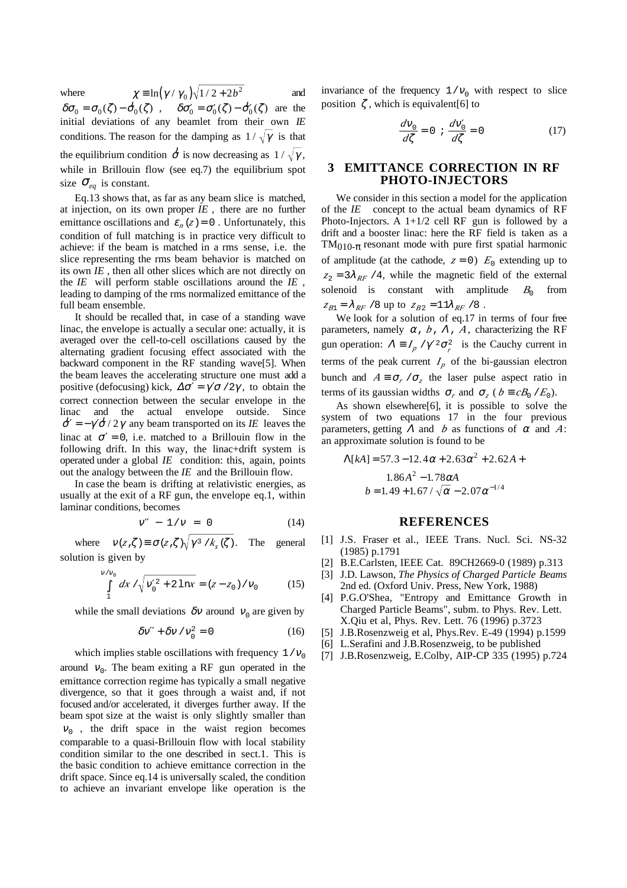where $\chi \equiv \ln\left(\gamma / \gamma_0\right)\sqrt{1/2 + 2b^2}$ and $\delta\sigma_0 = \sigma_0(\zeta) - \hat{\sigma}_0(\zeta)$ , $\delta\sigma_0' = \sigma_0'(\zeta) - \hat{\sigma}_0'(\zeta)$ are the initial deviations of any beamlet from their own *IE* conditions. The reason for the damping as $1/\sqrt{\gamma}$ is that the equilibrium condition $\hat{\sigma}$ is now decreasing as $1/\sqrt{\gamma}$, while in Brillouin flow (see eq.7) the equilibrium spot size $\sigma_{eq}$ is constant.

Eq.13 shows that, as far as any beam slice is matched, at injection, on its own proper *IE* , there are no further emittance oscillations and $\varepsilon_n(z) = 0$ . Unfortunately, this condition of full matching is in practice very difficult to achieve: if the beam is matched in a rms sense, i.e. the slice representing the rms beam behavior is matched on its own *IE* , then all other slices which are not directly on the *IE* will perform stable oscillations around the *IE* , leading to damping of the rms normalized emittance of the full beam ensemble.

It should be recalled that, in case of a standing wave linac, the envelope is actually a secular one: actually, it is averaged over the cell-to-cell oscillations caused by the alternating gradient focusing effect associated with the backward component in the RF standing wave[5]. When the beam leaves the accelerating structure one must add a positive (defocusing) kick, $\Delta\sigma' = \gamma'\sigma / 2\gamma$, to obtain the correct connection between the secular envelope in the linac and the actual envelope outside. Since $\hat{\sigma}' = -\gamma'\hat{\sigma} / 2\gamma$ any beam transported on its *IE* leaves the linac at $\sigma' = 0$, i.e. matched to a Brillouin flow in the following drift. In this way, the linac+drift system is operated under a global *IE* condition: this, again, points out the analogy between the *IE* and the Brillouin flow.

In case the beam is drifting at relativistic energies, as usually at the exit of a RF gun, the envelope eq.1, within laminar conditions, becomes

$$\nu'' - 1/\nu = 0 \tag{14}$$

where $\nu(z,\zeta) \equiv \sigma(z,\zeta)\sqrt{\gamma^3 / k_s(\zeta)}$. The general solution is given by

$$\int_1^{\nu/\nu_0} dx \Big/ \sqrt{\nu_0'^2 + 2\ln x} = (z - z_0)/\nu_0 \tag{15}$$

while the small deviations $\delta\nu$ around $\nu_0$ are given by

$$\delta\nu'' + \delta\nu / \nu_0^2 = 0 \tag{16}$$

which implies stable oscillations with frequency $1/\nu_0$ around $\nu_0$. The beam exiting a RF gun operated in the emittance correction regime has typically a small negative divergence, so that it goes through a waist and, if not focused and/or accelerated, it diverges further away. If the beam spot size at the waist is only slightly smaller than $\nu_0$ , the drift space in the waist region becomes comparable to a quasi-Brillouin flow with local stability condition similar to the one described in sect.1. This is the basic condition to achieve emittance correction in the drift space. Since eq.14 is universally scaled, the condition to achieve an invariant envelope like operation is the invariance of the frequency $1/\nu_0$ with respect to slice position $\zeta$, which is equivalent[6] to

$$\frac{d\nu_0}{d\zeta} = 0 \ ; \ \frac{d\nu_0'}{d\zeta} = 0 \tag{17}$$

## 3 EMITTANCE CORRECTION IN RF PHOTO-INJECTORS

We consider in this section a model for the application of the *IE* concept to the actual beam dynamics of RF Photo-Injectors. A 1+1/2 cell RF gun is followed by a drift and a booster linac: here the RF field is taken as a $TM_{010-\pi}$ resonant mode with pure first spatial harmonic of amplitude (at the cathode, $z = 0$) $E_0$ extending up to $z_2 = 3\lambda_{RF}/4$, while the magnetic field of the external solenoid is constant with amplitude $B_0$ from $z_{B1} = \lambda_{RF}/8$ up to $z_{B2} = 11\lambda_{RF}/8$ .

We look for a solution of eq.17 in terms of four free parameters, namely $\alpha$, $b$, $\Lambda$, $A$, characterizing the RF gun operation: $\Lambda \equiv I_p / \gamma'^2 \sigma_r^2$ is the Cauchy current in terms of the peak current $I_p$ of the bi-gaussian electron bunch and $A \equiv \sigma_r / \sigma_z$ the laser pulse aspect ratio in terms of its gaussian widths $\sigma_r$ and $\sigma_z$ ( $b \equiv cB_0 / E_0$).

As shown elsewhere[6], it is possible to solve the system of two equations 17 in the four previous parameters, getting $\Lambda$ and $b$ as functions of $\alpha$ and $A$: an approximate solution is found to be

$$\Lambda[kA] = 57.3 - 12.4\alpha + 2.63\alpha^2 + 2.62A + 1.86A^2 - 1.78\alpha A$$

$$b = 1.49 + 1.67/\sqrt{\alpha} - 2.07\alpha^{-1/4}$$

## REFERENCES

[1] J.S. Fraser et al., IEEE Trans. Nucl. Sci. NS-32 (1985) p.1791

[2] B.E.Carlsten, IEEE Cat. 89CH2669-0 (1989) p.313

[3] J.D. Lawson, *The Physics of Charged Particle Beams* 2nd ed. (Oxford Univ. Press, New York, 1988)

[4] P.G.O'Shea, "Entropy and Emittance Growth in Charged Particle Beams", subm. to Phys. Rev. Lett. X.Qiu et al, Phys. Rev. Lett. 76 (1996) p.3723

[5] J.B.Rosenzweig et al, Phys.Rev. E-49 (1994) p.1599

[6] L.Serafini and J.B.Rosenzweig, to be published

[7] J.B.Rosenzweig, E.Colby, AIP-CP 335 (1995) p.724